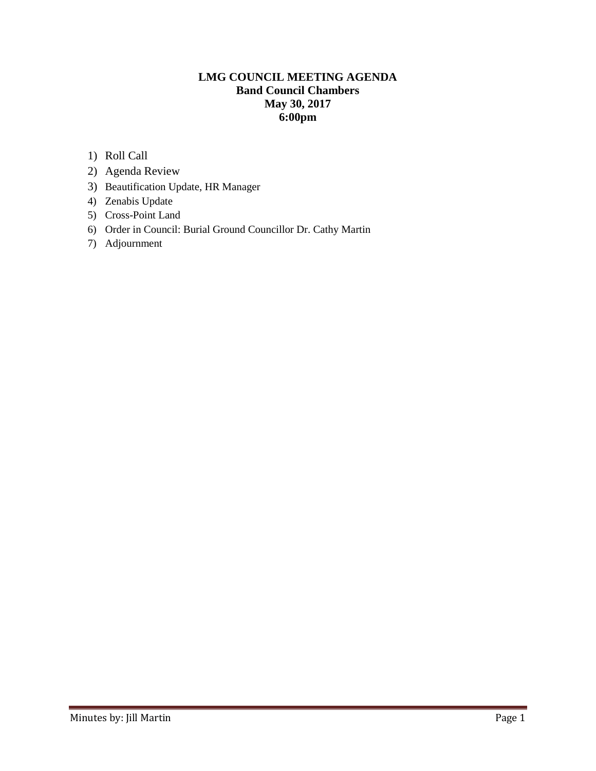**LMG COUNCIL MEETING AGENDA**
**Band Council Chambers**
**May 30, 2017**
**6:00pm**

1) Roll Call
2) Agenda Review
3) Beautification Update, HR Manager
4) Zenabis Update
5) Cross-Point Land
6) Order in Council: Burial Ground Councillor Dr. Cathy Martin
7) Adjournment

Minutes by: Jill Martin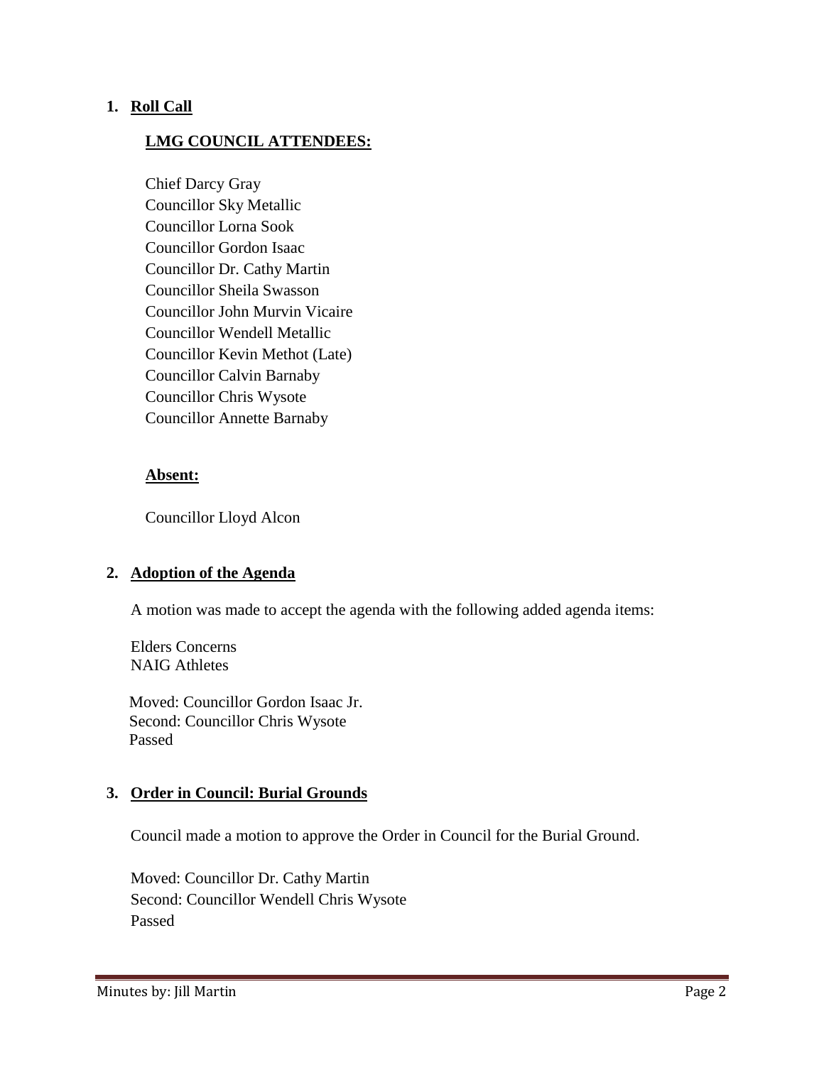## 1. Roll Call

### LMG COUNCIL ATTENDEES:

Chief Darcy Gray
Councillor Sky Metallic
Councillor Lorna Sook
Councillor Gordon Isaac
Councillor Dr. Cathy Martin
Councillor Sheila Swasson
Councillor John Murvin Vicaire
Councillor Wendell Metallic
Councillor Kevin Methot (Late)
Councillor Calvin Barnaby
Councillor Chris Wysote
Councillor Annette Barnaby

### Absent:

Councillor Lloyd Alcon

## 2. Adoption of the Agenda

A motion was made to accept the agenda with the following added agenda items:

Elders Concerns
NAIG Athletes

Moved: Councillor Gordon Isaac Jr.
Second: Councillor Chris Wysote
Passed

## 3. Order in Council: Burial Grounds

Council made a motion to approve the Order in Council for the Burial Ground.

Moved: Councillor Dr. Cathy Martin
Second: Councillor Wendell Chris Wysote
Passed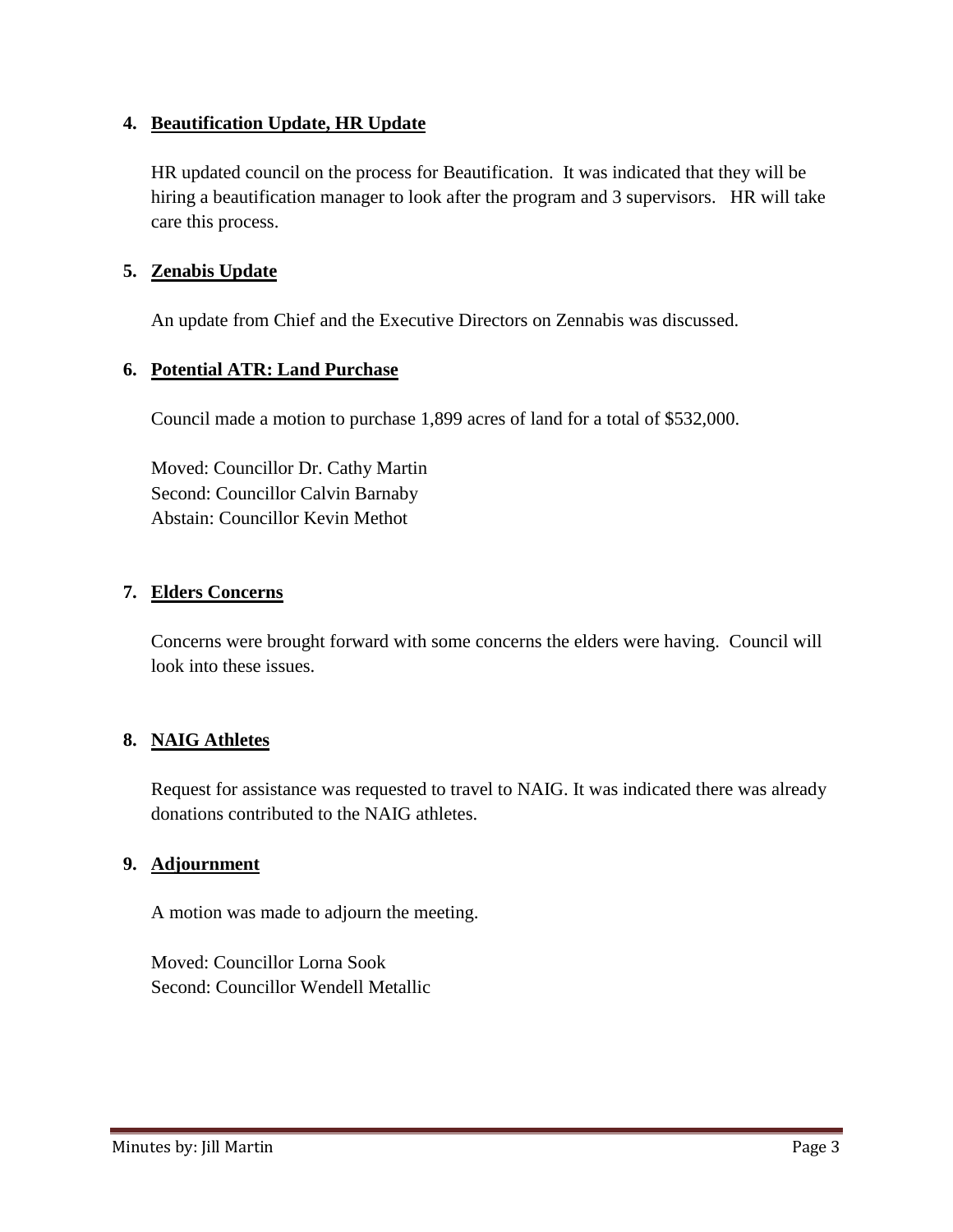4. **Beautification Update, HR Update**

   HR updated council on the process for Beautification. It was indicated that they will be hiring a beautification manager to look after the program and 3 supervisors. HR will take care this process.

5. **Zenabis Update**

   An update from Chief and the Executive Directors on Zennabis was discussed.

6. **Potential ATR: Land Purchase**

   Council made a motion to purchase 1,899 acres of land for a total of $532,000.

   Moved: Councillor Dr. Cathy Martin
   Second: Councillor Calvin Barnaby
   Abstain: Councillor Kevin Methot

7. **Elders Concerns**

   Concerns were brought forward with some concerns the elders were having. Council will look into these issues.

8. **NAIG Athletes**

   Request for assistance was requested to travel to NAIG. It was indicated there was already donations contributed to the NAIG athletes.

9. **Adjournment**

   A motion was made to adjourn the meeting.

   Moved: Councillor Lorna Sook
   Second: Councillor Wendell Metallic

Minutes by: Jill Martin